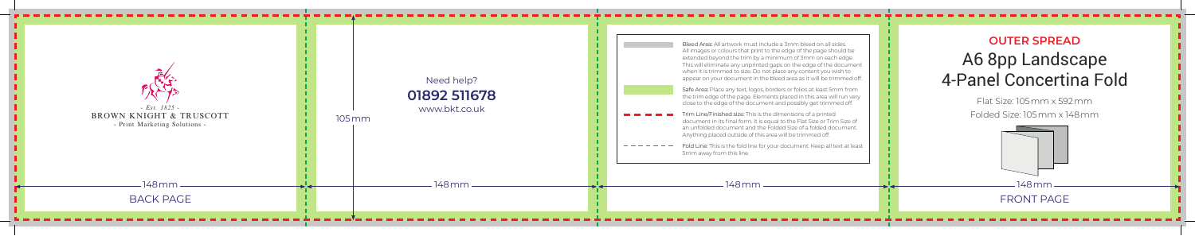- *Est. 1825* -

BROWN KNIGHT & TRUSCOTT

- Print Marketing Solutions -

148mm

BACK PAGE

Need help?

**01892 511678**

www.bkt.co.uk

105mm

148mm

**Bleed Area:** All artwork must include a 3mm bleed on all sides. All images or colours that print to the edge of the page should be extended beyond the trim by a minimum of 3mm on each edge. This will eliminate any unprinted gaps on the edge of the document when it is trimmed to size. Do not place any content you wish to appear on your document in the bleed area as it will be trimmed off.

**Safe Area:** Place any text, logos, borders or folios at least 5mm from the trim edge of the page. Elements placed in this area will run very close to the edge of the document and possibly get trimmed off.

**Trim Line/Finished size:** This is the dimensions of a printed document in its final form. It is equal to the Flat Size or Trim Size of an unfolded document and the Folded Size of a folded document. Anything placed outside of this area will be trimmed off.

**Fold Line:** This is the fold line for your document. Keep all text at least 5mm away from this line.

148mm

## OUTER SPREAD

# A6 8pp Landscape 4-Panel Concertina Fold

Flat Size: 105mm x 592mm

Folded Size: 105mm x 148mm

148mm

FRONT PAGE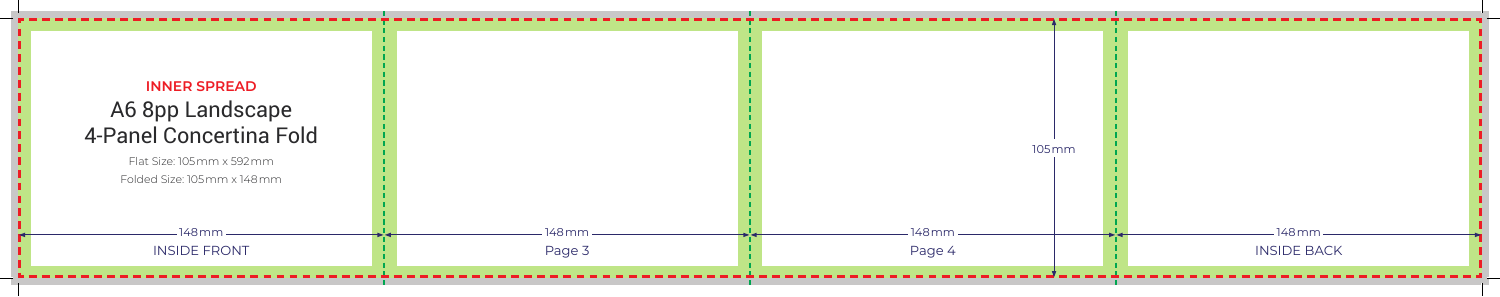**INNER SPREAD**

## A6 8pp Landscape 4-Panel Concertina Fold

Flat Size: 105mm x 592mm

Folded Size: 105mm x 148mm

148mm

INSIDE FRONT

148mm

Page 3

105mm

148mm

Page 4

148mm

INSIDE BACK